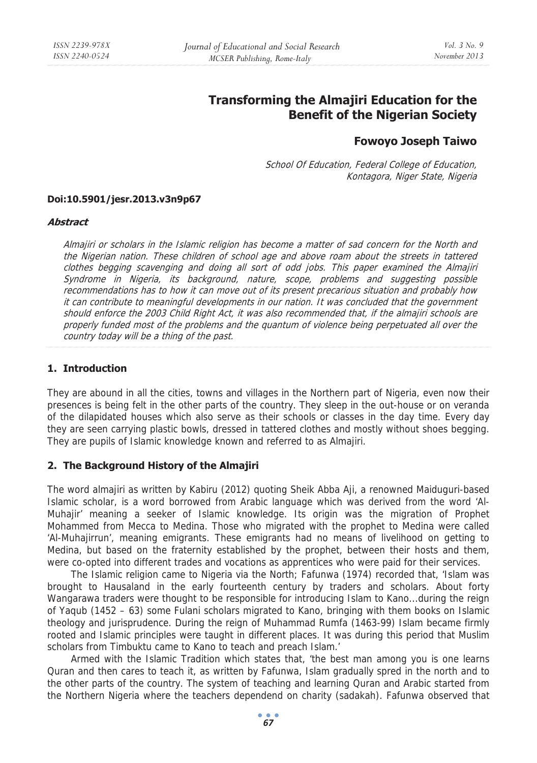# Transforming the Almajiri Education for the Benefit of the Nigerian Society

**Fowoyo Joseph Taiwo**

*School Of Education, Federal College of Education, Kontagora, Niger State, Nigeria*

**Doi:10.5901/jesr.2013.v3n9p67**

***Abstract***

*Almajiri or scholars in the Islamic religion has become a matter of sad concern for the North and the Nigerian nation. These children of school age and above roam about the streets in tattered clothes begging scavenging and doing all sort of odd jobs. This paper examined the Almajiri Syndrome in Nigeria, its background, nature, scope, problems and suggesting possible recommendations has to how it can move out of its present precarious situation and probably how it can contribute to meaningful developments in our nation. It was concluded that the government should enforce the 2003 Child Right Act, it was also recommended that, if the almajiri schools are properly funded most of the problems and the quantum of violence being perpetuated all over the country today will be a thing of the past.*

## 1. Introduction

They are abound in all the cities, towns and villages in the Northern part of Nigeria, even now their presences is being felt in the other parts of the country. They sleep in the out-house or on veranda of the dilapidated houses which also serve as their schools or classes in the day time. Every day they are seen carrying plastic bowls, dressed in tattered clothes and mostly without shoes begging. They are pupils of Islamic knowledge known and referred to as Almajiri.

## 2. The Background History of the Almajiri

The word almajiri as written by Kabiru (2012) quoting Sheik Abba Aji, a renowned Maiduguri-based Islamic scholar, is a word borrowed from Arabic language which was derived from the word 'Al-Muhajir' meaning a seeker of Islamic knowledge. Its origin was the migration of Prophet Mohammed from Mecca to Medina. Those who migrated with the prophet to Medina were called 'Al-Muhajirrun', meaning emigrants. These emigrants had no means of livelihood on getting to Medina, but based on the fraternity established by the prophet, between their hosts and them, were co-opted into different trades and vocations as apprentices who were paid for their services.

The Islamic religion came to Nigeria via the North; Fafunwa (1974) recorded that, 'Islam was brought to Hausaland in the early fourteenth century by traders and scholars. About forty Wangarawa traders were thought to be responsible for introducing Islam to Kano...during the reign of Yaqub (1452 – 63) some Fulani scholars migrated to Kano, bringing with them books on Islamic theology and jurisprudence. During the reign of Muhammad Rumfa (1463-99) Islam became firmly rooted and Islamic principles were taught in different places. It was during this period that Muslim scholars from Timbuktu came to Kano to teach and preach Islam.'

Armed with the Islamic Tradition which states that, 'the best man among you is one learns Quran and then cares to teach it, as written by Fafunwa, Islam gradually spred in the north and to the other parts of the country. The system of teaching and learning Quran and Arabic started from the Northern Nigeria where the teachers dependend on charity (sadakah). Fafunwa observed that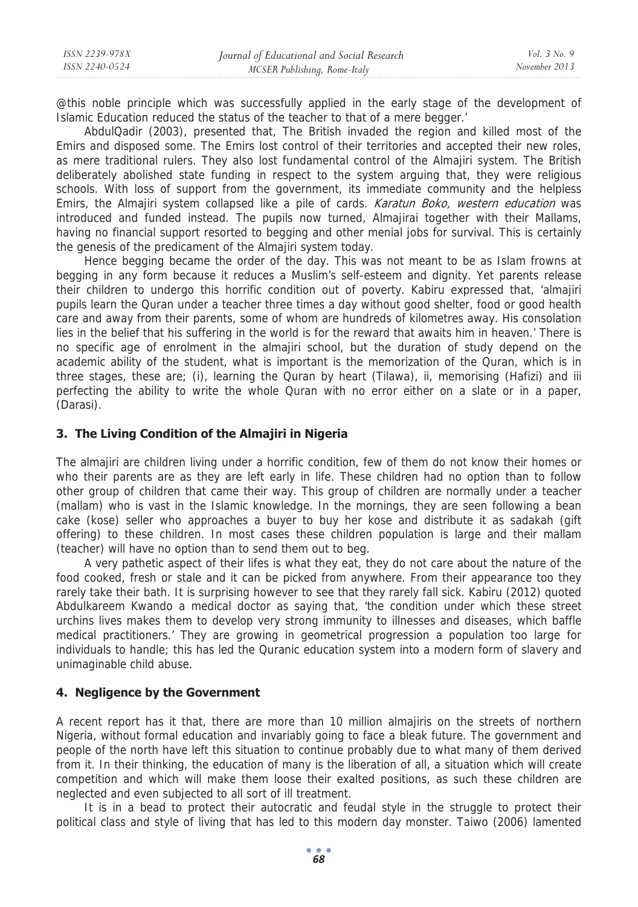@this noble principle which was successfully applied in the early stage of the development of Islamic Education reduced the status of the teacher to that of a mere begger.'

AbdulQadir (2003), presented that, The British invaded the region and killed most of the Emirs and disposed some. The Emirs lost control of their territories and accepted their new roles, as mere traditional rulers. They also lost fundamental control of the Almajiri system. The British deliberately abolished state funding in respect to the system arguing that, they were religious schools. With loss of support from the government, its immediate community and the helpless Emirs, the Almajiri system collapsed like a pile of cards. *Karatun Boko, western education* was introduced and funded instead. The pupils now turned, Almajirai together with their Mallams, having no financial support resorted to begging and other menial jobs for survival. This is certainly the genesis of the predicament of the Almajiri system today.

Hence begging became the order of the day. This was not meant to be as Islam frowns at begging in any form because it reduces a Muslim's self-esteem and dignity. Yet parents release their children to undergo this horrific condition out of poverty. Kabiru expressed that, 'almajiri pupils learn the Quran under a teacher three times a day without good shelter, food or good health care and away from their parents, some of whom are hundreds of kilometres away. His consolation lies in the belief that his suffering in the world is for the reward that awaits him in heaven.' There is no specific age of enrolment in the almajiri school, but the duration of study depend on the academic ability of the student, what is important is the memorization of the Quran, which is in three stages, these are; (i), learning the Quran by heart (Tilawa), ii, memorising (Hafizi) and iii perfecting the ability to write the whole Quran with no error either on a slate or in a paper, (Darasi).

## 3. The Living Condition of the Almajiri in Nigeria

The almajiri are children living under a horrific condition, few of them do not know their homes or who their parents are as they are left early in life. These children had no option than to follow other group of children that came their way. This group of children are normally under a teacher (mallam) who is vast in the Islamic knowledge. In the mornings, they are seen following a bean cake (kose) seller who approaches a buyer to buy her kose and distribute it as sadakah (gift offering) to these children. In most cases these children population is large and their mallam (teacher) will have no option than to send them out to beg.

A very pathetic aspect of their lifes is what they eat, they do not care about the nature of the food cooked, fresh or stale and it can be picked from anywhere. From their appearance too they rarely take their bath. It is surprising however to see that they rarely fall sick. Kabiru (2012) quoted Abdulkareem Kwando a medical doctor as saying that, 'the condition under which these street urchins lives makes them to develop very strong immunity to illnesses and diseases, which baffle medical practitioners.' They are growing in geometrical progression a population too large for individuals to handle; this has led the Quranic education system into a modern form of slavery and unimaginable child abuse.

## 4. Negligence by the Government

A recent report has it that, there are more than 10 million almajiris on the streets of northern Nigeria, without formal education and invariably going to face a bleak future. The government and people of the north have left this situation to continue probably due to what many of them derived from it. In their thinking, the education of many is the liberation of all, a situation which will create competition and which will make them loose their exalted positions, as such these children are neglected and even subjected to all sort of ill treatment.

It is in a bead to protect their autocratic and feudal style in the struggle to protect their political class and style of living that has led to this modern day monster. Taiwo (2006) lamented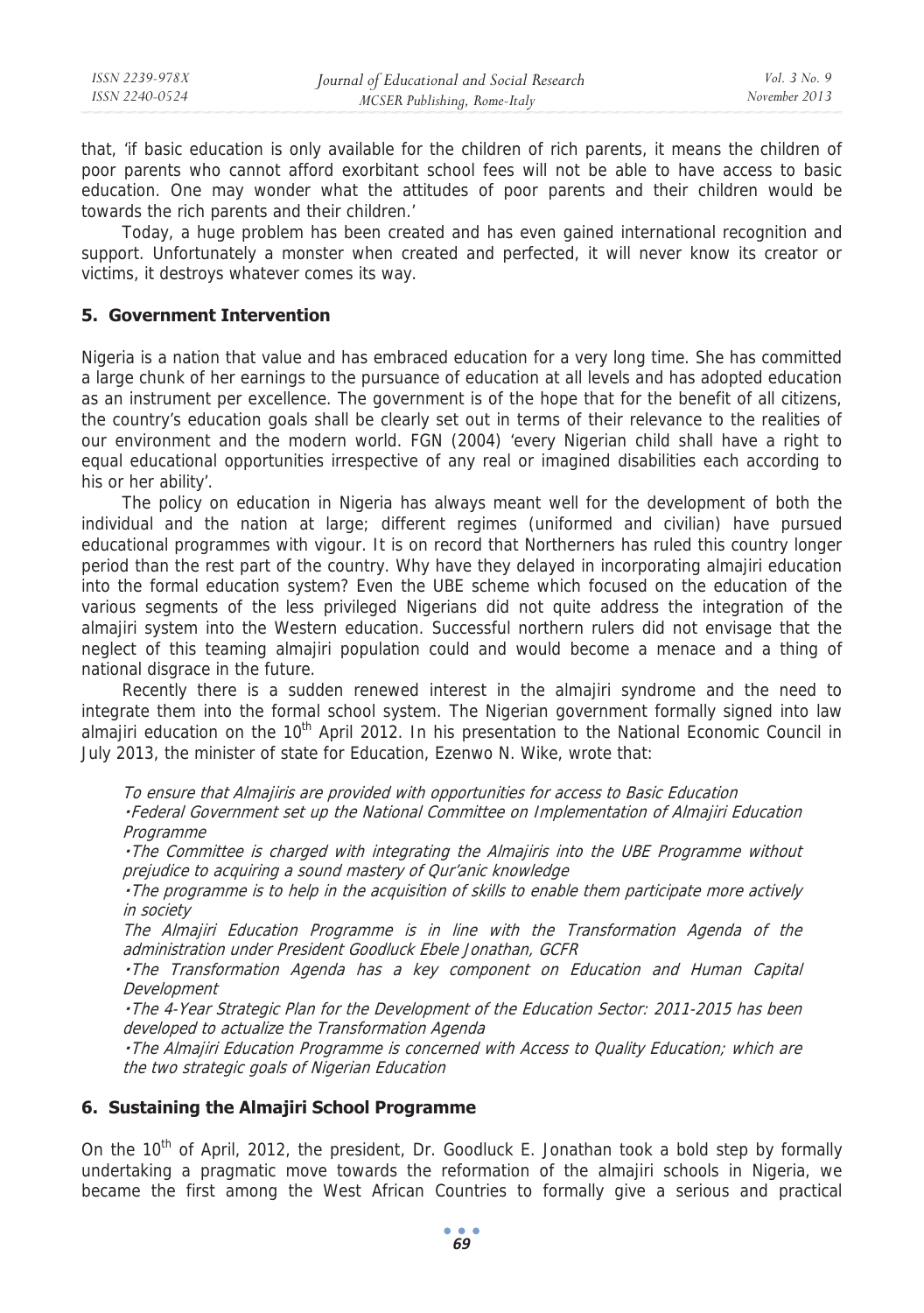that, 'if basic education is only available for the children of rich parents, it means the children of poor parents who cannot afford exorbitant school fees will not be able to have access to basic education. One may wonder what the attitudes of poor parents and their children would be towards the rich parents and their children.'

Today, a huge problem has been created and has even gained international recognition and support. Unfortunately a monster when created and perfected, it will never know its creator or victims, it destroys whatever comes its way.

## 5. Government Intervention

Nigeria is a nation that value and has embraced education for a very long time. She has committed a large chunk of her earnings to the pursuance of education at all levels and has adopted education as an instrument per excellence. The government is of the hope that for the benefit of all citizens, the country's education goals shall be clearly set out in terms of their relevance to the realities of our environment and the modern world. FGN (2004) 'every Nigerian child shall have a right to equal educational opportunities irrespective of any real or imagined disabilities each according to his or her ability'.

The policy on education in Nigeria has always meant well for the development of both the individual and the nation at large; different regimes (uniformed and civilian) have pursued educational programmes with vigour. It is on record that Northerners has ruled this country longer period than the rest part of the country. Why have they delayed in incorporating almajiri education into the formal education system? Even the UBE scheme which focused on the education of the various segments of the less privileged Nigerians did not quite address the integration of the almajiri system into the Western education. Successful northern rulers did not envisage that the neglect of this teaming almajiri population could and would become a menace and a thing of national disgrace in the future.

Recently there is a sudden renewed interest in the almajiri syndrome and the need to integrate them into the formal school system. The Nigerian government formally signed into law almajiri education on the 10th April 2012. In his presentation to the National Economic Council in July 2013, the minister of state for Education, Ezenwo N. Wike, wrote that:

> *To ensure that Almajiris are provided with opportunities for access to Basic Education*
> *•Federal Government set up the National Committee on Implementation of Almajiri Education Programme*
> *•The Committee is charged with integrating the Almajiris into the UBE Programme without prejudice to acquiring a sound mastery of Qur'anic knowledge*
> *•The programme is to help in the acquisition of skills to enable them participate more actively in society*
> *The Almajiri Education Programme is in line with the Transformation Agenda of the administration under President Goodluck Ebele Jonathan, GCFR*
> *•The Transformation Agenda has a key component on Education and Human Capital Development*
> *•The 4-Year Strategic Plan for the Development of the Education Sector: 2011-2015 has been developed to actualize the Transformation Agenda*
> *•The Almajiri Education Programme is concerned with Access to Quality Education; which are the two strategic goals of Nigerian Education*

## 6. Sustaining the Almajiri School Programme

On the 10th of April, 2012, the president, Dr. Goodluck E. Jonathan took a bold step by formally undertaking a pragmatic move towards the reformation of the almajiri schools in Nigeria, we became the first among the West African Countries to formally give a serious and practical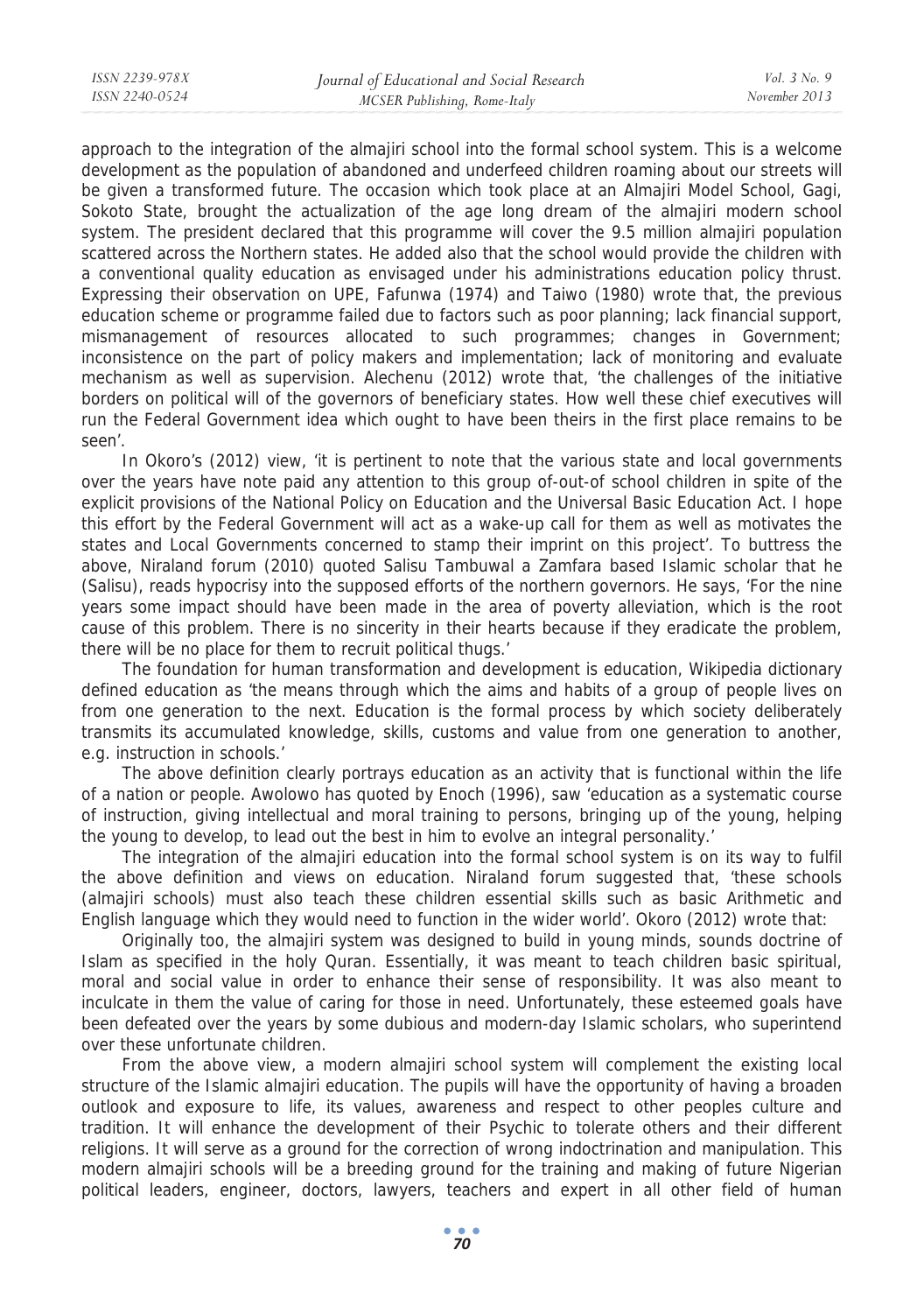approach to the integration of the almajiri school into the formal school system. This is a welcome development as the population of abandoned and underfeed children roaming about our streets will be given a transformed future. The occasion which took place at an Almajiri Model School, Gagi, Sokoto State, brought the actualization of the age long dream of the almajiri modern school system. The president declared that this programme will cover the 9.5 million almajiri population scattered across the Northern states. He added also that the school would provide the children with a conventional quality education as envisaged under his administrations education policy thrust. Expressing their observation on UPE, Fafunwa (1974) and Taiwo (1980) wrote that, the previous education scheme or programme failed due to factors such as poor planning; lack financial support, mismanagement of resources allocated to such programmes; changes in Government; inconsistence on the part of policy makers and implementation; lack of monitoring and evaluate mechanism as well as supervision. Alechenu (2012) wrote that, 'the challenges of the initiative borders on political will of the governors of beneficiary states. How well these chief executives will run the Federal Government idea which ought to have been theirs in the first place remains to be seen'.

In Okoro's (2012) view, 'it is pertinent to note that the various state and local governments over the years have note paid any attention to this group of-out-of school children in spite of the explicit provisions of the National Policy on Education and the Universal Basic Education Act. I hope this effort by the Federal Government will act as a wake-up call for them as well as motivates the states and Local Governments concerned to stamp their imprint on this project'. To buttress the above, Niraland forum (2010) quoted Salisu Tambuwal a Zamfara based Islamic scholar that he (Salisu), reads hypocrisy into the supposed efforts of the northern governors. He says, 'For the nine years some impact should have been made in the area of poverty alleviation, which is the root cause of this problem. There is no sincerity in their hearts because if they eradicate the problem, there will be no place for them to recruit political thugs.'

The foundation for human transformation and development is education, Wikipedia dictionary defined education as 'the means through which the aims and habits of a group of people lives on from one generation to the next. Education is the formal process by which society deliberately transmits its accumulated knowledge, skills, customs and value from one generation to another, e.g. instruction in schools.'

The above definition clearly portrays education as an activity that is functional within the life of a nation or people. Awolowo has quoted by Enoch (1996), saw 'education as a systematic course of instruction, giving intellectual and moral training to persons, bringing up of the young, helping the young to develop, to lead out the best in him to evolve an integral personality.'

The integration of the almajiri education into the formal school system is on its way to fulfil the above definition and views on education. Niraland forum suggested that, 'these schools (almajiri schools) must also teach these children essential skills such as basic Arithmetic and English language which they would need to function in the wider world'. Okoro (2012) wrote that:

Originally too, the almajiri system was designed to build in young minds, sounds doctrine of Islam as specified in the holy Quran. Essentially, it was meant to teach children basic spiritual, moral and social value in order to enhance their sense of responsibility. It was also meant to inculcate in them the value of caring for those in need. Unfortunately, these esteemed goals have been defeated over the years by some dubious and modern-day Islamic scholars, who superintend over these unfortunate children.

From the above view, a modern almajiri school system will complement the existing local structure of the Islamic almajiri education. The pupils will have the opportunity of having a broaden outlook and exposure to life, its values, awareness and respect to other peoples culture and tradition. It will enhance the development of their Psychic to tolerate others and their different religions. It will serve as a ground for the correction of wrong indoctrination and manipulation. This modern almajiri schools will be a breeding ground for the training and making of future Nigerian political leaders, engineer, doctors, lawyers, teachers and expert in all other field of human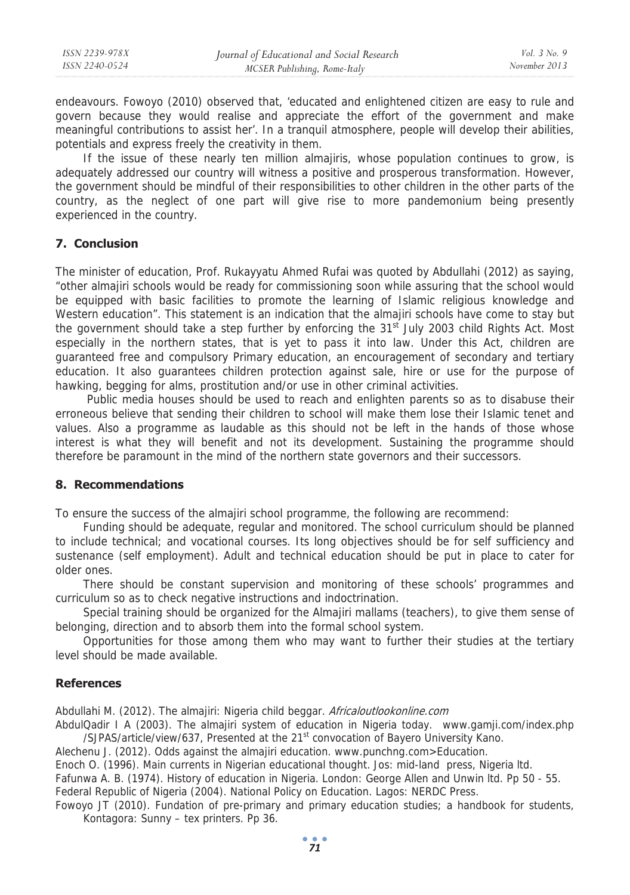endeavours. Fowoyo (2010) observed that, 'educated and enlightened citizen are easy to rule and govern because they would realise and appreciate the effort of the government and make meaningful contributions to assist her'. In a tranquil atmosphere, people will develop their abilities, potentials and express freely the creativity in them.

If the issue of these nearly ten million almajiris, whose population continues to grow, is adequately addressed our country will witness a positive and prosperous transformation. However, the government should be mindful of their responsibilities to other children in the other parts of the country, as the neglect of one part will give rise to more pandemonium being presently experienced in the country.

## 7. Conclusion

The minister of education, Prof. Rukayyatu Ahmed Rufai was quoted by Abdullahi (2012) as saying, "other almajiri schools would be ready for commissioning soon while assuring that the school would be equipped with basic facilities to promote the learning of Islamic religious knowledge and Western education". This statement is an indication that the almajiri schools have come to stay but the government should take a step further by enforcing the 31st July 2003 child Rights Act. Most especially in the northern states, that is yet to pass it into law. Under this Act, children are guaranteed free and compulsory Primary education, an encouragement of secondary and tertiary education. It also guarantees children protection against sale, hire or use for the purpose of hawking, begging for alms, prostitution and/or use in other criminal activities.

Public media houses should be used to reach and enlighten parents so as to disabuse their erroneous believe that sending their children to school will make them lose their Islamic tenet and values. Also a programme as laudable as this should not be left in the hands of those whose interest is what they will benefit and not its development. Sustaining the programme should therefore be paramount in the mind of the northern state governors and their successors.

## 8. Recommendations

To ensure the success of the almajiri school programme, the following are recommend:

Funding should be adequate, regular and monitored. The school curriculum should be planned to include technical; and vocational courses. Its long objectives should be for self sufficiency and sustenance (self employment). Adult and technical education should be put in place to cater for older ones.

There should be constant supervision and monitoring of these schools' programmes and curriculum so as to check negative instructions and indoctrination.

Special training should be organized for the Almajiri mallams (teachers), to give them sense of belonging, direction and to absorb them into the formal school system.

Opportunities for those among them who may want to further their studies at the tertiary level should be made available.

## References

Abdullahi M. (2012). The almajiri: Nigeria child beggar. *Africaloutlookonline.com*

AbdulQadir I A (2003). The almajiri system of education in Nigeria today. www.gamji.com/index.php /SJPAS/article/view/637, Presented at the 21st convocation of Bayero University Kano.

Alechenu J. (2012). Odds against the almajiri education. www.punchng.com>Education.

Enoch O. (1996). Main currents in Nigerian educational thought. Jos: mid-land press, Nigeria ltd.

Fafunwa A. B. (1974). History of education in Nigeria. London: George Allen and Unwin ltd. Pp 50 - 55.

Federal Republic of Nigeria (2004). National Policy on Education. Lagos: NERDC Press.

Fowoyo JT (2010). Fundation of pre-primary and primary education studies; a handbook for students, Kontagora: Sunny – tex printers. Pp 36.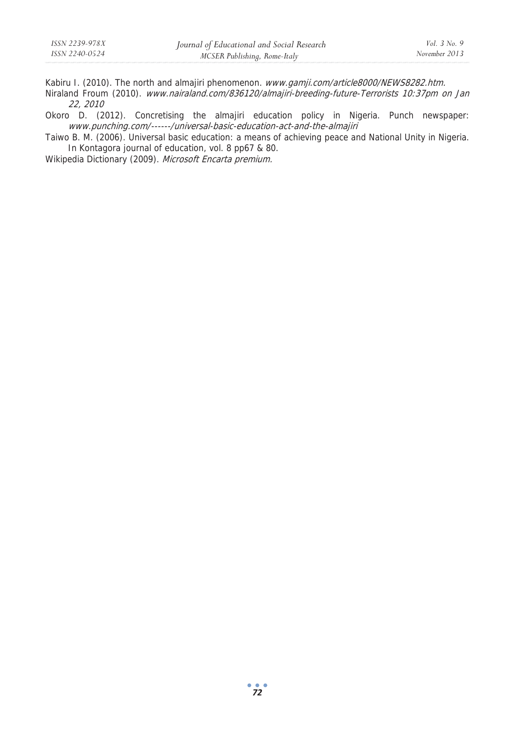Kabiru I. (2010). The north and almajiri phenomenon. *www.gamji.com/article8000/NEWS8282.htm.*

Niraland Froum (2010). *www.nairaland.com/836120/almajiri-breeding-future-Terrorists 10:37pm on Jan 22, 2010*

Okoro D. (2012). Concretising the almajiri education policy in Nigeria. Punch newspaper: *www.punching.com/------/universal-basic-education-act-and-the-almajiri*

Taiwo B. M. (2006). Universal basic education: a means of achieving peace and National Unity in Nigeria. In Kontagora journal of education, vol. 8 pp67 & 80.

Wikipedia Dictionary (2009). *Microsoft Encarta premium.*